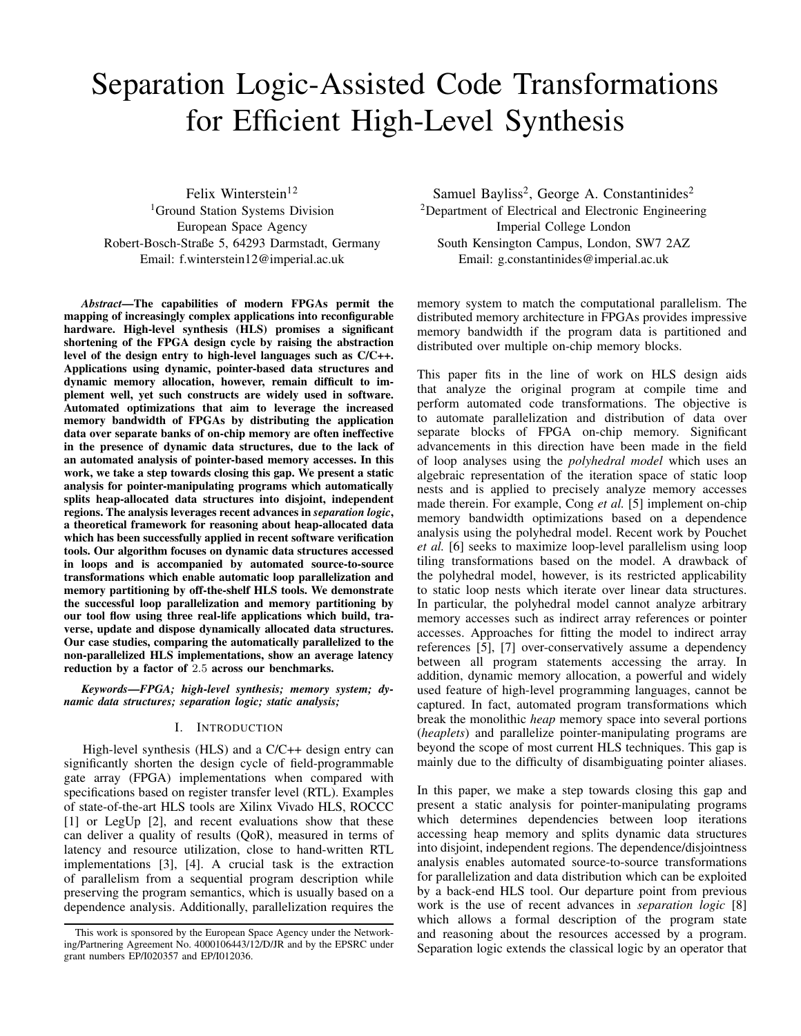# Separation Logic-Assisted Code Transformations for Efficient High-Level Synthesis

Felix Winterstein[1,2]
[1]Ground Station Systems Division
European Space Agency
Robert-Bosch-Straße 5, 64293 Darmstadt, Germany
Email: f.winterstein12@imperial.ac.uk

Samuel Bayliss[2], George A. Constantinides[2]
[2]Department of Electrical and Electronic Engineering
Imperial College London
South Kensington Campus, London, SW7 2AZ
Email: g.constantinides@imperial.ac.uk

***Abstract*—The capabilities of modern FPGAs permit the mapping of increasingly complex applications into reconfigurable hardware. High-level synthesis (HLS) promises a significant shortening of the FPGA design cycle by raising the abstraction level of the design entry to high-level languages such as C/C++. Applications using dynamic, pointer-based data structures and dynamic memory allocation, however, remain difficult to implement well, yet such constructs are widely used in software. Automated optimizations that aim to leverage the increased memory bandwidth of FPGAs by distributing the application data over separate banks of on-chip memory are often ineffective in the presence of dynamic data structures, due to the lack of an automated analysis of pointer-based memory accesses. In this work, we take a step towards closing this gap. We present a static analysis for pointer-manipulating programs which automatically splits heap-allocated data structures into disjoint, independent regions. The analysis leverages recent advances in *separation logic*, a theoretical framework for reasoning about heap-allocated data which has been successfully applied in recent software verification tools. Our algorithm focuses on dynamic data structures accessed in loops and is accompanied by automated source-to-source transformations which enable automatic loop parallelization and memory partitioning by off-the-shelf HLS tools. We demonstrate the successful loop parallelization and memory partitioning by our tool flow using three real-life applications which build, traverse, update and dispose dynamically allocated data structures. Our case studies, comparing the automatically parallelized to the non-parallelized HLS implementations, show an average latency reduction by a factor of 2.5 across our benchmarks.**

***Keywords*—FPGA; high-level synthesis; memory system; dynamic data structures; separation logic; static analysis;**

## I. Introduction

High-level synthesis (HLS) and a C/C++ design entry can significantly shorten the design cycle of field-programmable gate array (FPGA) implementations when compared with specifications based on register transfer level (RTL). Examples of state-of-the-art HLS tools are Xilinx Vivado HLS, ROCCC [1] or LegUp [2], and recent evaluations show that these can deliver a quality of results (QoR), measured in terms of latency and resource utilization, close to hand-written RTL implementations [3], [4]. A crucial task is the extraction of parallelism from a sequential program description while preserving the program semantics, which is usually based on a dependence analysis. Additionally, parallelization requires the memory system to match the computational parallelism. The distributed memory architecture in FPGAs provides impressive memory bandwidth if the program data is partitioned and distributed over multiple on-chip memory blocks.

This paper fits in the line of work on HLS design aids that analyze the original program at compile time and perform automated code transformations. The objective is to automate parallelization and distribution of data over separate blocks of FPGA on-chip memory. Significant advancements in this direction have been made in the field of loop analyses using the *polyhedral model* which uses an algebraic representation of the iteration space of static loop nests and is applied to precisely analyze memory accesses made therein. For example, Cong *et al.* [5] implement on-chip memory bandwidth optimizations based on a dependence analysis using the polyhedral model. Recent work by Pouchet *et al.* [6] seeks to maximize loop-level parallelism using loop tiling transformations based on the model. A drawback of the polyhedral model, however, is its restricted applicability to static loop nests which iterate over linear data structures. In particular, the polyhedral model cannot analyze arbitrary memory accesses such as indirect array references or pointer accesses. Approaches for fitting the model to indirect array references [5], [7] over-conservatively assume a dependency between all program statements accessing the array. In addition, dynamic memory allocation, a powerful and widely used feature of high-level programming languages, cannot be captured. In fact, automated program transformations which break the monolithic *heap* memory space into several portions (*heaplets*) and parallelize pointer-manipulating programs are beyond the scope of most current HLS techniques. This gap is mainly due to the difficulty of disambiguating pointer aliases.

In this paper, we make a step towards closing this gap and present a static analysis for pointer-manipulating programs which determines dependencies between loop iterations accessing heap memory and splits dynamic data structures into disjoint, independent regions. The dependence/disjointness analysis enables automated source-to-source transformations for parallelization and data distribution which can be exploited by a back-end HLS tool. Our departure point from previous work is the use of recent advances in *separation logic* [8] which allows a formal description of the program state and reasoning about the resources accessed by a program. Separation logic extends the classical logic by an operator that

This work is sponsored by the European Space Agency under the Networking/Partnering Agreement No. 4000106443/12/D/JR and by the EPSRC under grant numbers EP/I020357 and EP/I012036.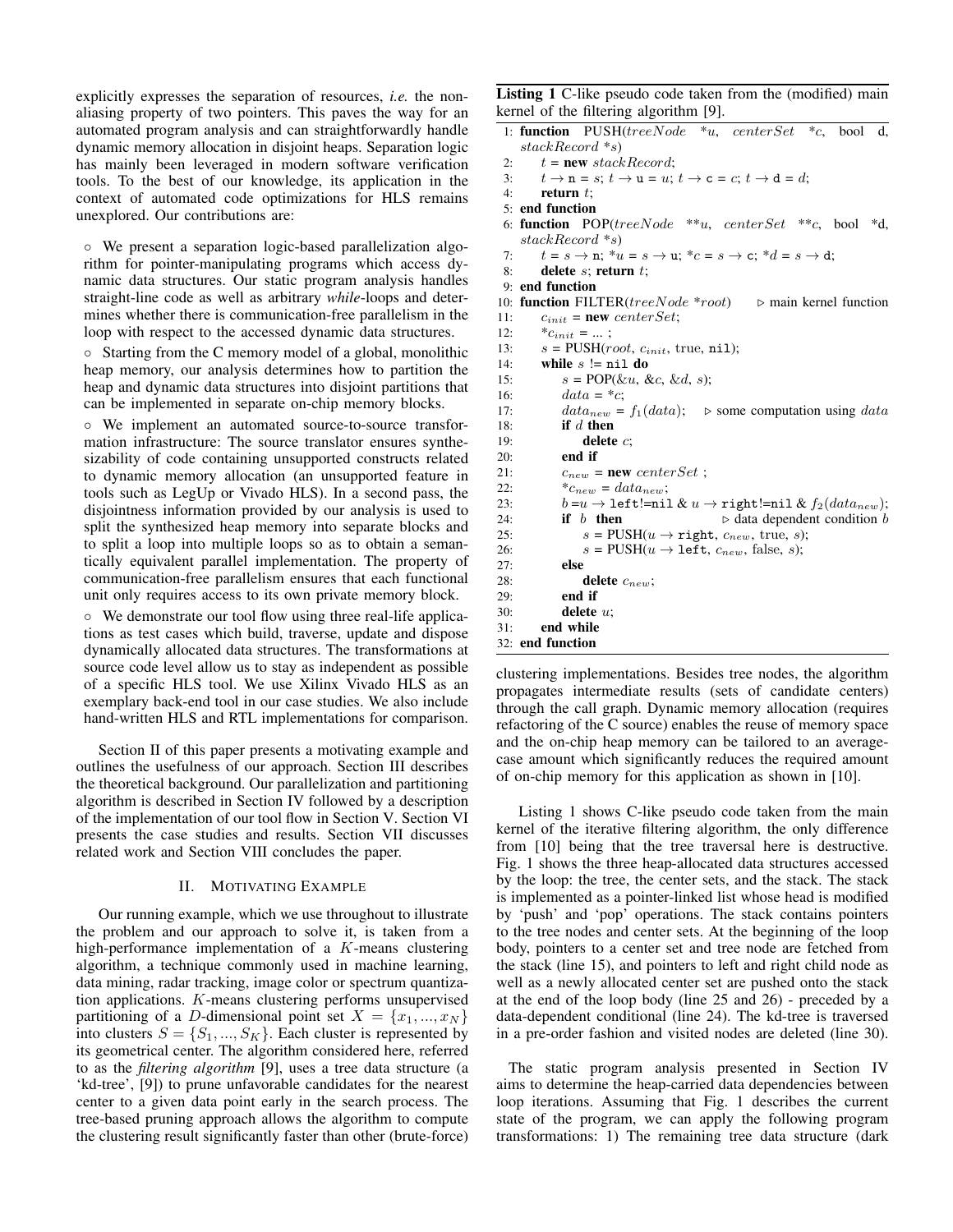explicitly expresses the separation of resources, *i.e.* the non-aliasing property of two pointers. This paves the way for an automated program analysis and can straightforwardly handle dynamic memory allocation in disjoint heaps. Separation logic has mainly been leveraged in modern software verification tools. To the best of our knowledge, its application in the context of automated code optimizations for HLS remains unexplored. Our contributions are:

◦ We present a separation logic-based parallelization algorithm for pointer-manipulating programs which access dynamic data structures. Our static program analysis handles straight-line code as well as arbitrary *while*-loops and determines whether there is communication-free parallelism in the loop with respect to the accessed dynamic data structures.

◦ Starting from the C memory model of a global, monolithic heap memory, our analysis determines how to partition the heap and dynamic data structures into disjoint partitions that can be implemented in separate on-chip memory blocks.

◦ We implement an automated source-to-source transformation infrastructure: The source translator ensures synthesizability of code containing unsupported constructs related to dynamic memory allocation (an unsupported feature in tools such as LegUp or Vivado HLS). In a second pass, the disjointness information provided by our analysis is used to split the synthesized heap memory into separate blocks and to split a loop into multiple loops so as to obtain a semantically equivalent parallel implementation. The property of communication-free parallelism ensures that each functional unit only requires access to its own private memory block.

◦ We demonstrate our tool flow using three real-life applications as test cases which build, traverse, update and dispose dynamically allocated data structures. The transformations at source code level allow us to stay as independent as possible of a specific HLS tool. We use Xilinx Vivado HLS as an exemplary back-end tool in our case studies. We also include hand-written HLS and RTL implementations for comparison.

Section II of this paper presents a motivating example and outlines the usefulness of our approach. Section III describes the theoretical background. Our parallelization and partitioning algorithm is described in Section IV followed by a description of the implementation of our tool flow in Section V. Section VI presents the case studies and results. Section VII discusses related work and Section VIII concludes the paper.

## II. Motivating Example

Our running example, which we use throughout to illustrate the problem and our approach to solve it, is taken from a high-performance implementation of a $K$-means clustering algorithm, a technique commonly used in machine learning, data mining, radar tracking, image color or spectrum quantization applications. $K$-means clustering performs unsupervised partitioning of a $D$-dimensional point set $X = \{x_1, ..., x_N\}$ into clusters $S = \{S_1, ..., S_K\}$. Each cluster is represented by its geometrical center. The algorithm considered here, referred to as the *filtering algorithm* [9], uses a tree data structure (a 'kd-tree', [9]) to prune unfavorable candidates for the nearest center to a given data point early in the search process. The tree-based pruning approach allows the algorithm to compute the clustering result significantly faster than other (brute-force) clustering implementations. Besides tree nodes, the algorithm propagates intermediate results (sets of candidate centers) through the call graph. Dynamic memory allocation (requires refactoring of the C source) enables the reuse of memory space and the on-chip heap memory can be tailored to an average-case amount which significantly reduces the required amount of on-chip memory for this application as shown in [10].

**Listing 1** C-like pseudo code taken from the (modified) main kernel of the filtering algorithm [9].

```
 1: function PUSH(treeNode *u, centerSet *c, bool d, stackRecord *s)
 2:     t = new stackRecord;
 3:     t → n = s; t → u = u; t → c = c; t → d = d;
 4:     return t;
 5: end function
 6: function POP(treeNode **u, centerSet **c, bool *d, stackRecord *s)
 7:     t = s → n; *u = s → u; *c = s → c; *d = s → d;
 8:     delete s; return t;
 9: end function
10: function FILTER(treeNode *root)            ▷ main kernel function
11:     c_init = new centerSet;
12:     *c_init = ... ;
13:     s = PUSH(root, c_init, true, nil);
14:     while s != nil do
15:         s = POP(&u, &c, &d, s);
16:         data = *c;
17:         data_new = f_1(data);   ▷ some computation using data
18:         if d then
19:             delete c;
20:         end if
21:         c_new = new centerSet ;
22:         *c_new = data_new;
23:         b =u → left!=nil & u → right!=nil & f_2(data_new);
24:         if b then                  ▷ data dependent condition b
25:             s = PUSH(u → right, c_new, true, s);
26:             s = PUSH(u → left, c_new, false, s);
27:         else
28:             delete c_new;
29:         end if
30:         delete u;
31:     end while
32: end function
```

Listing 1 shows C-like pseudo code taken from the main kernel of the iterative filtering algorithm, the only difference from [10] being that the tree traversal here is destructive. Fig. 1 shows the three heap-allocated data structures accessed by the loop: the tree, the center sets, and the stack. The stack is implemented as a pointer-linked list whose head is modified by 'push' and 'pop' operations. The stack contains pointers to the tree nodes and center sets. At the beginning of the loop body, pointers to a center set and tree node are fetched from the stack (line 15), and pointers to left and right child node as well as a newly allocated center set are pushed onto the stack at the end of the loop body (line 25 and 26) - preceded by a data-dependent conditional (line 24). The kd-tree is traversed in a pre-order fashion and visited nodes are deleted (line 30).

The static program analysis presented in Section IV aims to determine the heap-carried data dependencies between loop iterations. Assuming that Fig. 1 describes the current state of the program, we can apply the following program transformations: 1) The remaining tree data structure (dark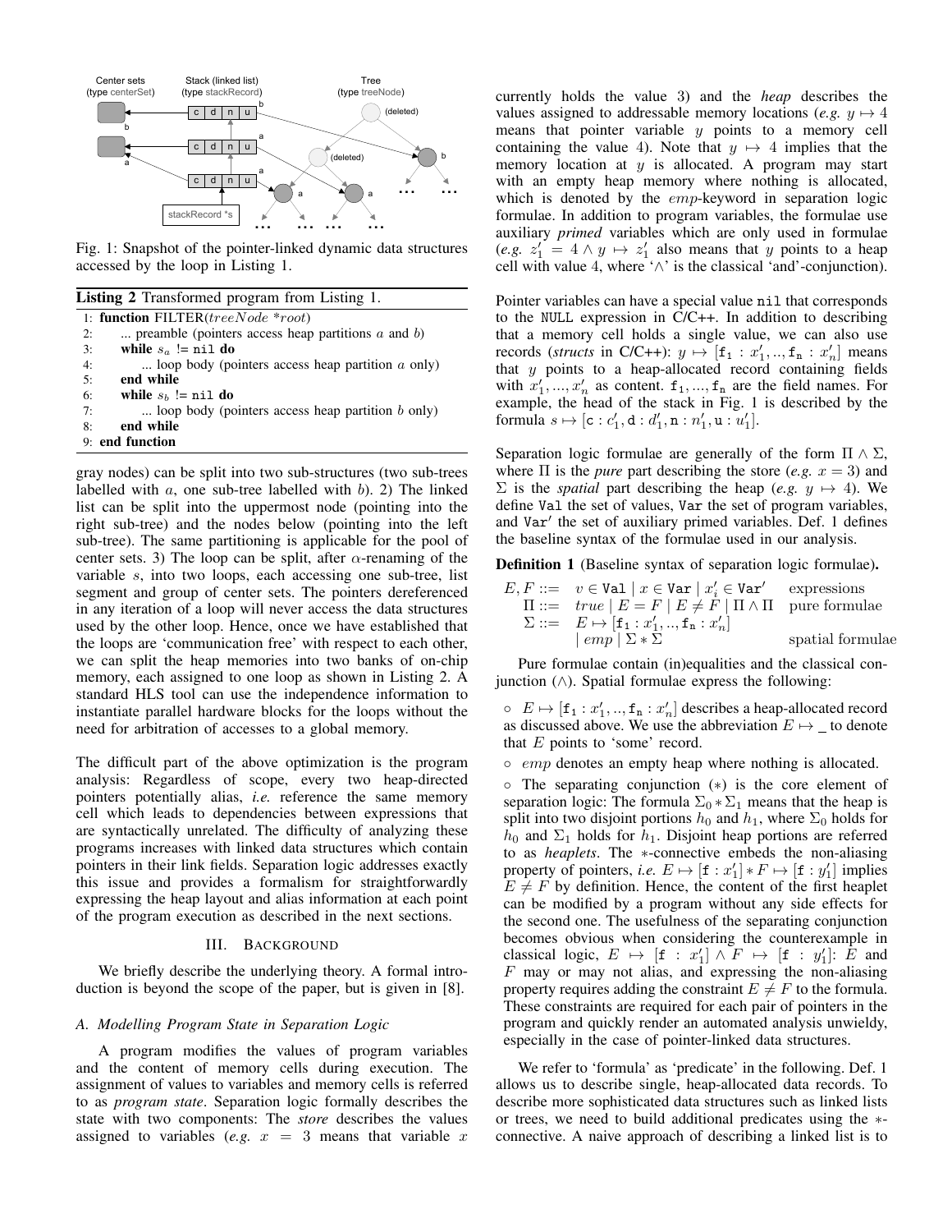Fig. 1: Snapshot of the pointer-linked dynamic data structures accessed by the loop in Listing 1.

**Listing 2** Transformed program from Listing 1.

```
1: function FILTER(treeNode *root)
2:     ... preamble (pointers access heap partitions a and b)
3:     while s_a != nil do
4:         ... loop body (pointers access heap partition a only)
5:     end while
6:     while s_b != nil do
7:         ... loop body (pointers access heap partition b only)
8:     end while
9: end function
```

gray nodes) can be split into two sub-structures (two sub-trees labelled with $a$, one sub-tree labelled with $b$). 2) The linked list can be split into the uppermost node (pointing into the right sub-tree) and the nodes below (pointing into the left sub-tree). The same partitioning is applicable for the pool of center sets. 3) The loop can be split, after $\alpha$-renaming of the variable $s$, into two loops, each accessing one sub-tree, list segment and group of center sets. The pointers dereferenced in any iteration of a loop will never access the data structures used by the other loop. Hence, once we have established that the loops are 'communication free' with respect to each other, we can split the heap memories into two banks of on-chip memory, each assigned to one loop as shown in Listing 2. A standard HLS tool can use the independence information to instantiate parallel hardware blocks for the loops without the need for arbitration of accesses to a global memory.

The difficult part of the above optimization is the program analysis: Regardless of scope, every two heap-directed pointers potentially alias, *i.e.* reference the same memory cell which leads to dependencies between expressions that are syntactically unrelated. The difficulty of analyzing these programs increases with linked data structures which contain pointers in their link fields. Separation logic addresses exactly this issue and provides a formalism for straightforwardly expressing the heap layout and alias information at each point of the program execution as described in the next sections.

## III. Background

We briefly describe the underlying theory. A formal introduction is beyond the scope of the paper, but is given in [8].

### A. Modelling Program State in Separation Logic

A program modifies the values of program variables and the content of memory cells during execution. The assignment of values to variables and memory cells is referred to as *program state*. Separation logic formally describes the state with two components: The *store* describes the values assigned to variables (*e.g.* $x = 3$ means that variable $x$ currently holds the value 3) and the *heap* describes the values assigned to addressable memory locations (*e.g.* $y \mapsto 4$ means that pointer variable $y$ points to a memory cell containing the value 4). Note that $y \mapsto 4$ implies that the memory location at $y$ is allocated. A program may start with an empty heap memory where nothing is allocated, which is denoted by the $emp$-keyword in separation logic formulae. In addition to program variables, the formulae use auxiliary *primed* variables which are only used in formulae (*e.g.* $z_1' = 4 \wedge y \mapsto z_1'$ also means that $y$ points to a heap cell with value 4, where '$\wedge$' is the classical 'and'-conjunction).

Pointer variables can have a special value `nil` that corresponds to the `NULL` expression in C/C++. In addition to describing that a memory cell holds a single value, we can also use records (*structs* in C/C++): $y \mapsto [\mathtt{f_1} : x_1', .., \mathtt{f_n} : x_n']$ means that $y$ points to a heap-allocated record containing fields with $x_1', ..., x_n'$ as content. $\mathtt{f_1}, ..., \mathtt{f_n}$ are the field names. For example, the head of the stack in Fig. 1 is described by the formula $s \mapsto [\mathtt{c} : c_1', \mathtt{d} : d_1', \mathtt{n} : n_1', \mathtt{u} : u_1']$.

Separation logic formulae are generally of the form $\Pi \wedge \Sigma$, where $\Pi$ is the *pure* part describing the store (*e.g.* $x = 3$) and $\Sigma$ is the *spatial* part describing the heap (*e.g.* $y \mapsto 4$). We define `Val` the set of values, `Var` the set of program variables, and `Var'` the set of auxiliary primed variables. Def. 1 defines the baseline syntax of the formulae used in our analysis.

**Definition 1** (Baseline syntax of separation logic formulae)**.**

$$
\begin{array}{lll}
E, F ::= & v \in \mathtt{Val} \mid x \in \mathtt{Var} \mid x_i' \in \mathtt{Var'} & \text{expressions} \\
\Pi ::= & true \mid E = F \mid E \neq F \mid \Pi \wedge \Pi & \text{pure formulae} \\
\Sigma ::= & E \mapsto [\mathtt{f_1} : x_1', .., \mathtt{f_n} : x_n'] & \\
 & \mid emp \mid \Sigma * \Sigma & \text{spatial formulae}
\end{array}
$$

Pure formulae contain (in)equalities and the classical conjunction ($\wedge$). Spatial formulae express the following:

- $E \mapsto [\mathtt{f_1} : x_1', .., \mathtt{f_n} : x_n']$ describes a heap-allocated record as discussed above. We use the abbreviation $E \mapsto \_$ to denote that $E$ points to 'some' record.
- $emp$ denotes an empty heap where nothing is allocated.
- The separating conjunction ($*$) is the core element of separation logic: The formula $\Sigma_0 * \Sigma_1$ means that the heap is split into two disjoint portions $h_0$ and $h_1$, where $\Sigma_0$ holds for $h_0$ and $\Sigma_1$ holds for $h_1$. Disjoint heap portions are referred to as *heaplets*. The $*$-connective embeds the non-aliasing property of pointers, *i.e.* $E \mapsto [\mathtt{f} : x_1'] * F \mapsto [\mathtt{f} : y_1']$ implies $E \neq F$ by definition. Hence, the content of the first heaplet can be modified by a program without any side effects for the second one. The usefulness of the separating conjunction becomes obvious when considering the counterexample in classical logic, $E \mapsto [\mathtt{f} : x_1'] \wedge F \mapsto [\mathtt{f} : y_1']$: $E$ and $F$ may or may not alias, and expressing the non-aliasing property requires adding the constraint $E \neq F$ to the formula. These constraints are required for each pair of pointers in the program and quickly render an automated analysis unwieldy, especially in the case of pointer-linked data structures.

We refer to 'formula' as 'predicate' in the following. Def. 1 allows us to describe single, heap-allocated data records. To describe more sophisticated data structures such as linked lists or trees, we need to build additional predicates using the $*$-connective. A naive approach of describing a linked list is to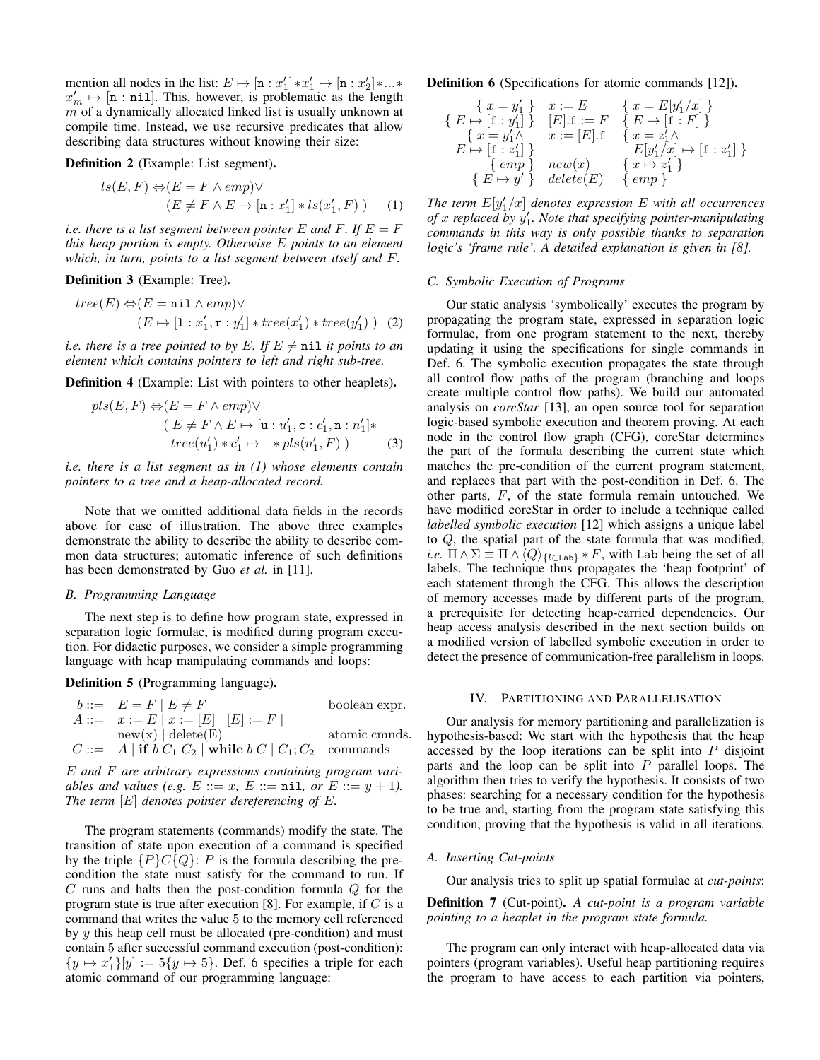mention all nodes in the list: $E \mapsto [\mathtt{n} : x'_1] * x'_1 \mapsto [\mathtt{n} : x'_2] * ... * x'_m \mapsto [\mathtt{n} : \mathtt{nil}]$. This, however, is problematic as the length $m$ of a dynamically allocated linked list is usually unknown at compile time. Instead, we use recursive predicates that allow describing data structures without knowing their size:

**Definition 2** (Example: List segment)**.**

$$ls(E, F) \Leftrightarrow (E = F \wedge emp) \vee (E \neq F \wedge E \mapsto [\mathtt{n} : x'_1] * ls(x'_1, F)) \quad (1)$$

*i.e. there is a list segment between pointer $E$ and $F$. If $E = F$ this heap portion is empty. Otherwise $E$ points to an element which, in turn, points to a list segment between itself and $F$.*

**Definition 3** (Example: Tree)**.**

$$tree(E) \Leftrightarrow (E = \mathtt{nil} \wedge emp) \vee (E \mapsto [\mathtt{l} : x'_1, \mathtt{r} : y'_1] * tree(x'_1) * tree(y'_1)) \quad (2)$$

*i.e. there is a tree pointed to by $E$. If $E \neq \mathtt{nil}$ it points to an element which contains pointers to left and right sub-tree.*

**Definition 4** (Example: List with pointers to other heaplets)**.**

$$pls(E, F) \Leftrightarrow (E = F \wedge emp) \vee (E \neq F \wedge E \mapsto [\mathtt{u} : u'_1, \mathtt{c} : c'_1, \mathtt{n} : n'_1] * tree(u'_1) * c'_1 \mapsto \_ * pls(n'_1, F)) \quad (3)$$

*i.e. there is a list segment as in (1) whose elements contain pointers to a tree and a heap-allocated record.*

Note that we omitted additional data fields in the records above for ease of illustration. The above three examples demonstrate the ability to describe the ability to describe common data structures; automatic inference of such definitions has been demonstrated by Guo *et al.* in [11].

### B. Programming Language

The next step is to define how program state, expressed in separation logic formulae, is modified during program execution. For didactic purposes, we consider a simple programming language with heap manipulating commands and loops:

**Definition 5** (Programming language)**.**

| | | |
|---|---|---|
| $b ::=$ | $E = F \mid E \neq F$ | boolean expr. |
| $A ::=$ | $x := E \mid x := [E] \mid [E] := F \mid$ new(x) $\mid$ delete(E) | atomic cmnds. |
| $C ::=$ | $A \mid$ **if** $b\ C_1\ C_2 \mid$ **while** $b\ C \mid C_1; C_2$ | commands |

*$E$ and $F$ are arbitrary expressions containing program variables and values (e.g. $E ::= x$, $E ::= \mathtt{nil}$, or $E ::= y + 1$). The term $[E]$ denotes pointer dereferencing of $E$.*

The program statements (commands) modify the state. The transition of state upon execution of a command is specified by the triple $\{P\}C\{Q\}$: $P$ is the formula describing the pre-condition the state must satisfy for the command to run. If $C$ runs and halts then the post-condition formula $Q$ for the program state is true after execution [8]. For example, if $C$ is a command that writes the value 5 to the memory cell referenced by $y$ this heap cell must be allocated (pre-condition) and must contain 5 after successful command execution (post-condition): $\{y \mapsto x'_1\}[y] := 5\{y \mapsto 5\}$. Def. 6 specifies a triple for each atomic command of our programming language:

**Definition 6** (Specifications for atomic commands [12])**.**

| | | |
|---|---|---|
| $\{ x = y'_1 \}$ | $x := E$ | $\{ x = E[y'_1/x] \}$ |
| $\{ E \mapsto [\mathtt{f} : y'_1] \}$ | $[E].\mathtt{f} := F$ | $\{ E \mapsto [\mathtt{f} : F] \}$ |
| $\{ x = y'_1 \wedge E \mapsto [\mathtt{f} : z'_1] \}$ | $x := [E].\mathtt{f}$ | $\{ x = z'_1 \wedge E[y'_1/x] \mapsto [\mathtt{f} : z'_1] \}$ |
| $\{ emp \}$ | $new(x)$ | $\{ x \mapsto z'_1 \}$ |
| $\{ E \mapsto y' \}$ | $delete(E)$ | $\{ emp \}$ |

*The term $E[y'_1/x]$ denotes expression $E$ with all occurrences of $x$ replaced by $y'_1$. Note that specifying pointer-manipulating commands in this way is only possible thanks to separation logic's 'frame rule'. A detailed explanation is given in [8].*

### C. Symbolic Execution of Programs

Our static analysis 'symbolically' executes the program by propagating the program state, expressed in separation logic formulae, from one program statement to the next, thereby updating it using the specifications for single commands in Def. 6. The symbolic execution propagates the state through all control flow paths of the program (branching and loops create multiple control flow paths). We build our automated analysis on *coreStar* [13], an open source tool for separation logic-based symbolic execution and theorem proving. At each node in the control flow graph (CFG), coreStar determines the part of the formula describing the current state which matches the pre-condition of the current program statement, and replaces that part with the post-condition in Def. 6. The other parts, $F$, of the state formula remain untouched. We have modified coreStar in order to include a technique called *labelled symbolic execution* [12] which assigns a unique label to $Q$, the spatial part of the state formula that was modified, *i.e.* $\Pi \wedge \Sigma \equiv \Pi \wedge \langle Q \rangle_{\{l \in \mathtt{Lab}\}} * F$, with Lab being the set of all labels. The technique thus propagates the 'heap footprint' of each statement through the CFG. This allows the description of memory accesses made by different parts of the program, a prerequisite for detecting heap-carried dependencies. Our heap access analysis described in the next section builds on a modified version of labelled symbolic execution in order to detect the presence of communication-free parallelism in loops.

## IV. Partitioning and Parallelisation

Our analysis for memory partitioning and parallelization is hypothesis-based: We start with the hypothesis that the heap accessed by the loop iterations can be split into $P$ disjoint parts and the loop can be split into $P$ parallel loops. The algorithm then tries to verify the hypothesis. It consists of two phases: searching for a necessary condition for the hypothesis to be true and, starting from the program state satisfying this condition, proving that the hypothesis is valid in all iterations.

### A. Inserting Cut-points

Our analysis tries to split up spatial formulae at *cut-points*:

**Definition 7** (Cut-point)**.** *A cut-point is a program variable pointing to a heaplet in the program state formula.*

The program can only interact with heap-allocated data via pointers (program variables). Useful heap partitioning requires the program to have access to each partition via pointers,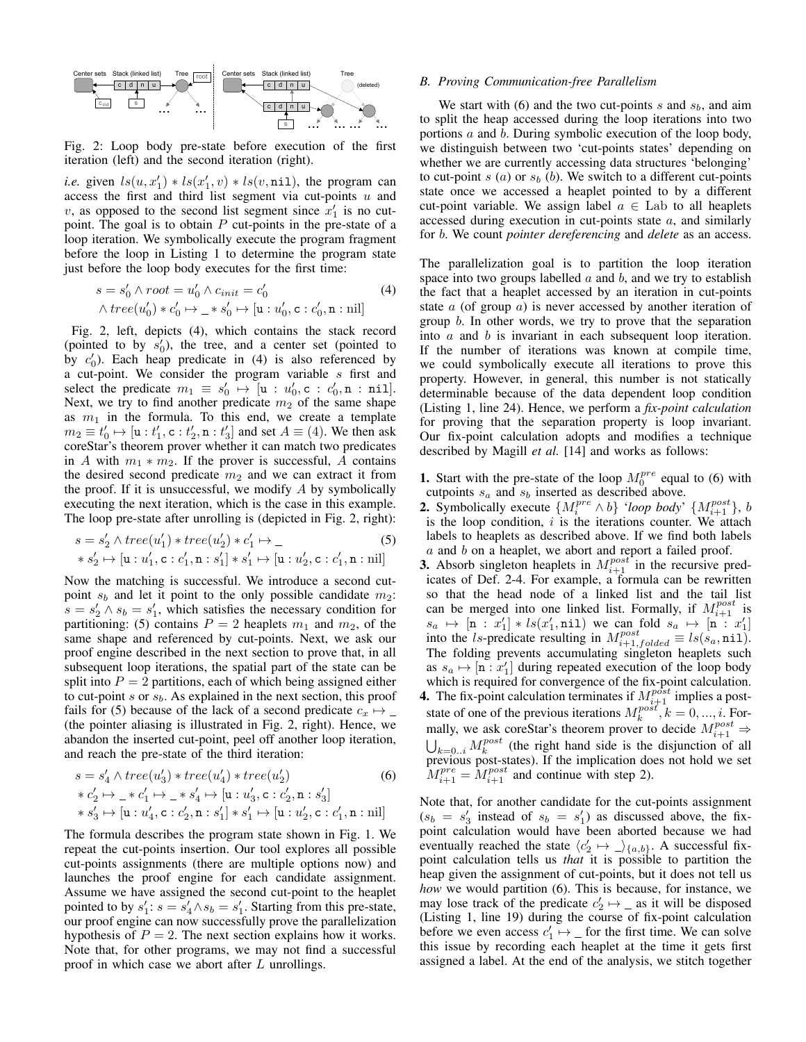Fig. 2: Loop body pre-state before execution of the first iteration (left) and the second iteration (right).

*i.e.* given $ls(u, x_1') * ls(x_1', v) * ls(v, \texttt{nil})$, the program can access the first and third list segment via cut-points $u$ and $v$, as opposed to the second list segment since $x_1'$ is no cut-point. The goal is to obtain $P$ cut-points in the pre-state of a loop iteration. We symbolically execute the program fragment before the loop in Listing 1 to determine the program state just before the loop body executes for the first time:

$$
\begin{aligned}
& s = s_0' \wedge root = u_0' \wedge c_{init} = c_0' \\
& \wedge tree(u_0') * c_0' \mapsto \_ * s_0' \mapsto [\texttt{u} : u_0', \texttt{c} : c_0', \texttt{n} : \text{nil}]
\end{aligned} \tag{4}
$$

Fig. 2, left, depicts (4), which contains the stack record (pointed to by $s_0'$), the tree, and a center set (pointed to by $c_0'$). Each heap predicate in (4) is also referenced by a cut-point. We consider the program variable $s$ first and select the predicate $m_1 \equiv s_0' \mapsto [\texttt{u} : u_0', \texttt{c} : c_0', \texttt{n} : \texttt{nil}]$. Next, we try to find another predicate $m_2$ of the same shape as $m_1$ in the formula. To this end, we create a template $m_2 \equiv t_0' \mapsto [\texttt{u} : t_1', \texttt{c} : t_2', \texttt{n} : t_3']$ and set $A \equiv (4)$. We then ask coreStar's theorem prover whether it can match two predicates in $A$ with $m_1 * m_2$. If the prover is successful, $A$ contains the desired second predicate $m_2$ and we can extract it from the proof. If it is unsuccessful, we modify $A$ by symbolically executing the next iteration, which is the case in this example. The loop pre-state after unrolling is (depicted in Fig. 2, right):

$$
\begin{aligned}
& s = s_2' \wedge tree(u_1') * tree(u_2') * c_1' \mapsto \_ \\
& * s_2' \mapsto [\texttt{u} : u_1', \texttt{c} : c_1', \texttt{n} : s_1'] * s_1' \mapsto [\texttt{u} : u_2', \texttt{c} : c_1', \texttt{n} : \text{nil}]
\end{aligned} \tag{5}
$$

Now the matching is successful. We introduce a second cut-point $s_b$ and let it point to the only possible candidate $m_2$: $s = s_2' \wedge s_b = s_1'$, which satisfies the necessary condition for partitioning: (5) contains $P = 2$ heaplets $m_1$ and $m_2$, of the same shape and referenced by cut-points. Next, we ask our proof engine described in the next section to prove that, in all subsequent loop iterations, the spatial part of the state can be split into $P = 2$ partitions, each of which being assigned either to cut-point $s$ or $s_b$. As explained in the next section, this proof fails for (5) because of the lack of a second predicate $c_x \mapsto \_$ (the pointer aliasing is illustrated in Fig. 2, right). Hence, we abandon the inserted cut-point, peel off another loop iteration, and reach the pre-state of the third iteration:

$$
\begin{aligned}
& s = s_4' \wedge tree(u_3') * tree(u_4') * tree(u_2') \\
& * c_2' \mapsto \_ * c_1' \mapsto \_ * s_4' \mapsto [\texttt{u} : u_3', \texttt{c} : c_2', \texttt{n} : s_3'] \\
& * s_3' \mapsto [\texttt{u} : u_4', \texttt{c} : c_2', \texttt{n} : s_1'] * s_1' \mapsto [\texttt{u} : u_2', \texttt{c} : c_1', \texttt{n} : \text{nil}]
\end{aligned} \tag{6}
$$

The formula describes the program state shown in Fig. 1. We repeat the cut-points insertion. Our tool explores all possible cut-points assignments (there are multiple options now) and launches the proof engine for each candidate assignment. Assume we have assigned the second cut-point to the heaplet pointed to by $s_1'$: $s = s_4' \wedge s_b = s_1'$. Starting from this pre-state, our proof engine can now successfully prove the parallelization hypothesis of $P = 2$. The next section explains how it works. Note that, for other programs, we may not find a successful proof in which case we abort after $L$ unrollings.

## B. Proving Communication-free Parallelism

We start with (6) and the two cut-points $s$ and $s_b$, and aim to split the heap accessed during the loop iterations into two portions $a$ and $b$. During symbolic execution of the loop body, we distinguish between two 'cut-points states' depending on whether we are currently accessing data structures 'belonging' to cut-point $s$ ($a$) or $s_b$ ($b$). We switch to a different cut-points state once we accessed a heaplet pointed to by a different cut-point variable. We assign label $a \in \text{Lab}$ to all heaplets accessed during execution in cut-points state $a$, and similarly for $b$. We count *pointer dereferencing* and *delete* as an access.

The parallelization goal is to partition the loop iteration space into two groups labelled $a$ and $b$, and we try to establish the fact that a heaplet accessed by an iteration in cut-points state $a$ (of group $a$) is never accessed by another iteration of group $b$. In other words, we try to prove that the separation into $a$ and $b$ is invariant in each subsequent loop iteration. If the number of iterations was known at compile time, we could symbolically execute all iterations to prove this property. However, in general, this number is not statically determinable because of the data dependent loop condition (Listing 1, line 24). Hence, we perform a *fix-point calculation* for proving that the separation property is loop invariant. Our fix-point calculation adopts and modifies a technique described by Magill *et al.* [14] and works as follows:

**1.** Start with the pre-state of the loop $M_0^{pre}$ equal to (6) with cutpoints $s_a$ and $s_b$ inserted as described above.

**2.** Symbolically execute $\{M_i^{pre} \wedge b\}$ '*loop body*' $\{M_{i+1}^{post}\}$, $b$ is the loop condition, $i$ is the iterations counter. We attach labels to heaplets as described above. If we find both labels $a$ and $b$ on a heaplet, we abort and report a failed proof.

**3.** Absorb singleton heaplets in $M_{i+1}^{post}$ in the recursive predicates of Def. 2-4. For example, a formula can be rewritten so that the head node of a linked list and the tail list can be merged into one linked list. Formally, if $M_{i+1}^{post}$ is $s_a \mapsto [\texttt{n} : x_1'] * ls(x_1', \texttt{nil})$ we can fold $s_a \mapsto [\texttt{n} : x_1']$ into the $ls$-predicate resulting in $M_{i+1,folded}^{post} \equiv ls(s_a, \texttt{nil})$. The folding prevents accumulating singleton heaplets such as $s_a \mapsto [\texttt{n} : x_1']$ during repeated execution of the loop body which is required for convergence of the fix-point calculation.

**4.** The fix-point calculation terminates if $M_{i+1}^{post}$ implies a post-state of one of the previous iterations $M_k^{post}, k = 0, ..., i$. Formally, we ask coreStar's theorem prover to decide $M_{i+1}^{post} \Rightarrow \bigcup_{k=0..i} M_k^{post}$ (the right hand side is the disjunction of all previous post-states). If the implication does not hold we set $M_{i+1}^{pre} = M_{i+1}^{post}$ and continue with step 2).

Note that, for another candidate for the cut-points assignment ($s_b = s_3'$ instead of $s_b = s_1'$) as discussed above, the fix-point calculation would have been aborted because we had eventually reached the state $\langle c_2' \mapsto \_\rangle_{\{a,b\}}$. A successful fix-point calculation tells us *that* it is possible to partition the heap given the assignment of cut-points, but it does not tell us *how* we would partition (6). This is because, for instance, we may lose track of the predicate $c_2' \mapsto \_$ as it will be disposed (Listing 1, line 19) during the course of fix-point calculation before we even access $c_1' \mapsto \_$ for the first time. We can solve this issue by recording each heaplet at the time it gets first assigned a label. At the end of the analysis, we stitch together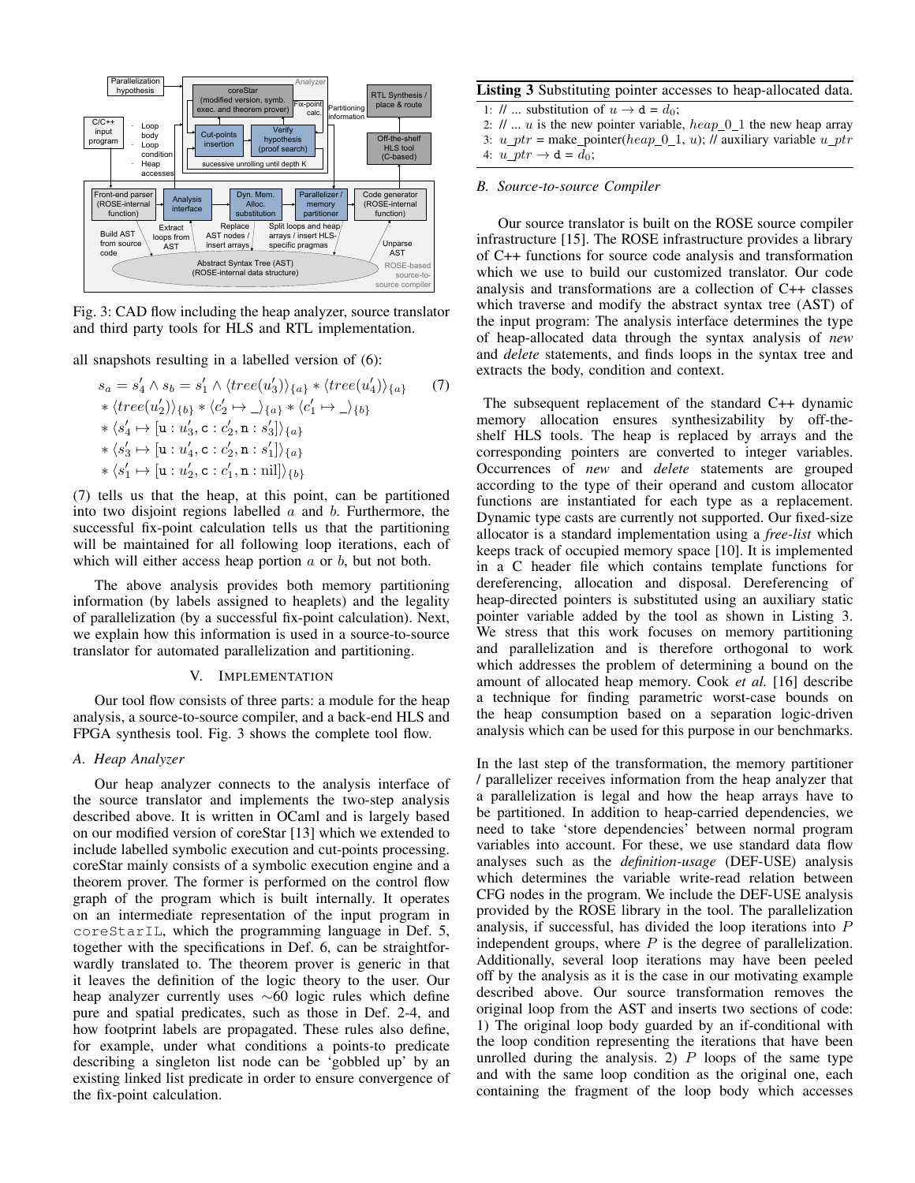Parallelization hypothesis

C/C++ input program

- Loop body
- Loop condition
- Heap accesses

Analyzer

coreStar (modified version, symb. exec. and theorem prover)

Fix-point calc.

Cut-points insertion

Verify hypothesis (proof search)

sucessive unrolling until depth K

Partitioning information

RTL Synthesis / place & route

Off-the-shelf HLS tool (C-based)

Front-end parser (ROSE-internal function)

Analysis interface

Dyn. Mem. Alloc. substitution

Parallelizer / memory partitioner

Code generator (ROSE-internal function)

Build AST from source code

Extract loops from AST

Replace AST nodes / insert arrays

Split loops and heap arrays / insert HLS-specific pragmas

Unparse AST

Abstract Syntax Tree (AST) (ROSE-internal data structure)

ROSE-based source-to-source compiler

Fig. 3: CAD flow including the heap analyzer, source translator and third party tools for HLS and RTL implementation.

all snapshots resulting in a labelled version of (6):

$$
\begin{aligned}
s_a = s'_4 \wedge s_b = s'_1 \wedge \langle tree(u'_3)\rangle_{\{a\}} * \langle tree(u'_4)\rangle_{\{a\}} \qquad (7)\\
* \langle tree(u'_2)\rangle_{\{b\}} * \langle c'_2 \mapsto \_\rangle_{\{a\}} * \langle c'_1 \mapsto \_\rangle_{\{b\}}\\
* \langle s'_4 \mapsto [\mathtt{u}: u'_3, \mathtt{c}: c'_2, \mathtt{n}: s'_3]\rangle_{\{a\}}\\
* \langle s'_3 \mapsto [\mathtt{u}: u'_4, \mathtt{c}: c'_2, \mathtt{n}: s'_1]\rangle_{\{a\}}\\
* \langle s'_1 \mapsto [\mathtt{u}: u'_2, \mathtt{c}: c'_1, \mathtt{n}: \mathrm{nil}]\rangle_{\{b\}}
\end{aligned}
$$

(7) tells us that the heap, at this point, can be partitioned into two disjoint regions labelled $a$ and $b$. Furthermore, the successful fix-point calculation tells us that the partitioning will be maintained for all following loop iterations, each of which will either access heap portion $a$ or $b$, but not both.

The above analysis provides both memory partitioning information (by labels assigned to heaplets) and the legality of parallelization (by a successful fix-point calculation). Next, we explain how this information is used in a source-to-source translator for automated parallelization and partitioning.

## V. Implementation

Our tool flow consists of three parts: a module for the heap analysis, a source-to-source compiler, and a back-end HLS and FPGA synthesis tool. Fig. 3 shows the complete tool flow.

### A. Heap Analyzer

Our heap analyzer connects to the analysis interface of the source translator and implements the two-step analysis described above. It is written in OCaml and is largely based on our modified version of coreStar [13] which we extended to include labelled symbolic execution and cut-points processing. coreStar mainly consists of a symbolic execution engine and a theorem prover. The former is performed on the control flow graph of the program which is built internally. It operates on an intermediate representation of the input program in `coreStarIL`, which the programming language in Def. 5, together with the specifications in Def. 6, can be straightforwardly translated to. The theorem prover is generic in that it leaves the definition of the logic theory to the user. Our heap analyzer currently uses ∼60 logic rules which define pure and spatial predicates, such as those in Def. 2-4, and how footprint labels are propagated. These rules also define, for example, under what conditions a points-to predicate describing a singleton list node can be 'gobbled up' by an existing linked list predicate in order to ensure convergence of the fix-point calculation.

**Listing 3** Substituting pointer accesses to heap-allocated data.

```
1: // ... substitution of u → d = d0;
2: // ... u is the new pointer variable, heap_0_1 the new heap array
3: u_ptr = make_pointer(heap_0_1, u); // auxiliary variable u_ptr
4: u_ptr → d = d0;
```

### B. Source-to-source Compiler

Our source translator is built on the ROSE source compiler infrastructure [15]. The ROSE infrastructure provides a library of C++ functions for source code analysis and transformation which we use to build our customized translator. Our code analysis and transformations are a collection of C++ classes which traverse and modify the abstract syntax tree (AST) of the input program: The analysis interface determines the type of heap-allocated data through the syntax analysis of *new* and *delete* statements, and finds loops in the syntax tree and extracts the body, condition and context.

The subsequent replacement of the standard C++ dynamic memory allocation ensures synthesizability by off-the-shelf HLS tools. The heap is replaced by arrays and the corresponding pointers are converted to integer variables. Occurrences of *new* and *delete* statements are grouped according to the type of their operand and custom allocator functions are instantiated for each type as a replacement. Dynamic type casts are currently not supported. Our fixed-size allocator is a standard implementation using a *free-list* which keeps track of occupied memory space [10]. It is implemented in a C header file which contains template functions for dereferencing, allocation and disposal. Dereferencing of heap-directed pointers is substituted using an auxiliary static pointer variable added by the tool as shown in Listing 3. We stress that this work focuses on memory partitioning and parallelization and is therefore orthogonal to work which addresses the problem of determining a bound on the amount of allocated heap memory. Cook *et al.* [16] describe a technique for finding parametric worst-case bounds on the heap consumption based on a separation logic-driven analysis which can be used for this purpose in our benchmarks.

In the last step of the transformation, the memory partitioner / parallelizer receives information from the heap analyzer that a parallelization is legal and how the heap arrays have to be partitioned. In addition to heap-carried dependencies, we need to take 'store dependencies' between normal program variables into account. For these, we use standard data flow analyses such as the *definition-usage* (DEF-USE) analysis which determines the variable write-read relation between CFG nodes in the program. We include the DEF-USE analysis provided by the ROSE library in the tool. The parallelization analysis, if successful, has divided the loop iterations into $P$ independent groups, where $P$ is the degree of parallelization. Additionally, several loop iterations may have been peeled off by the analysis as it is the case in our motivating example described above. Our source transformation removes the original loop from the AST and inserts two sections of code: 1) The original loop body guarded by an if-conditional with the loop condition representing the iterations that have been unrolled during the analysis. 2) $P$ loops of the same type and with the same loop condition as the original one, each containing the fragment of the loop body which accesses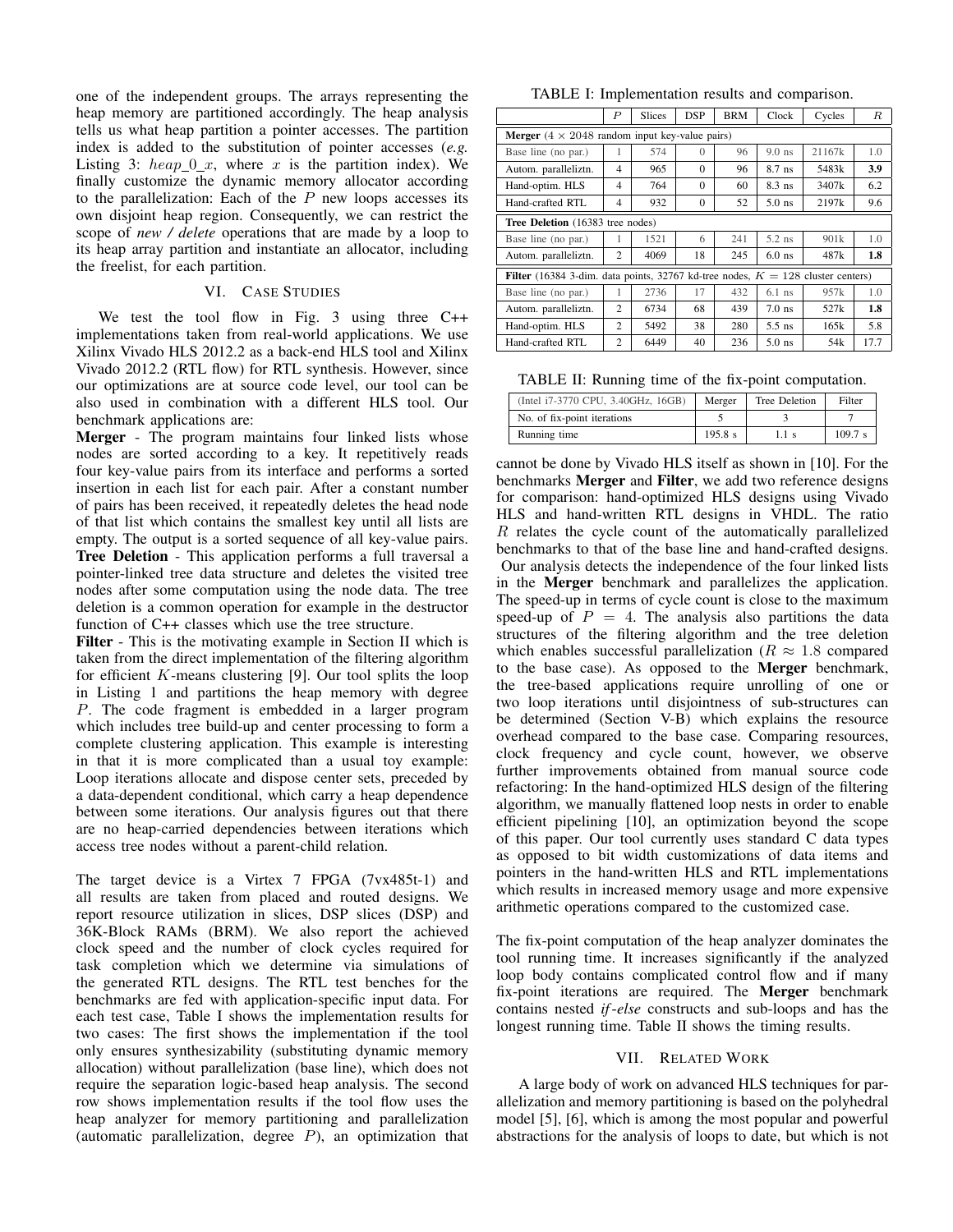one of the independent groups. The arrays representing the heap memory are partitioned accordingly. The heap analysis tells us what heap partition a pointer accesses. The partition index is added to the substitution of pointer accesses (*e.g.* Listing 3: $heap\_0\_x$, where $x$ is the partition index). We finally customize the dynamic memory allocator according to the parallelization: Each of the $P$ new loops accesses its own disjoint heap region. Consequently, we can restrict the scope of *new / delete* operations that are made by a loop to its heap array partition and instantiate an allocator, including the freelist, for each partition.

## VI. Case Studies

We test the tool flow in Fig. 3 using three C++ implementations taken from real-world applications. We use Xilinx Vivado HLS 2012.2 as a back-end HLS tool and Xilinx Vivado 2012.2 (RTL flow) for RTL synthesis. However, since our optimizations are at source code level, our tool can be also used in combination with a different HLS tool. Our benchmark applications are:

**Merger** - The program maintains four linked lists whose nodes are sorted according to a key. It repetitively reads four key-value pairs from its interface and performs a sorted insertion in each list for each pair. After a constant number of pairs has been received, it repeatedly deletes the head node of that list which contains the smallest key until all lists are empty. The output is a sorted sequence of all key-value pairs.

**Tree Deletion** - This application performs a full traversal a pointer-linked tree data structure and deletes the visited tree nodes after some computation using the node data. The tree deletion is a common operation for example in the destructor function of C++ classes which use the tree structure.

**Filter** - This is the motivating example in Section II which is taken from the direct implementation of the filtering algorithm for efficient $K$-means clustering [9]. Our tool splits the loop in Listing 1 and partitions the heap memory with degree $P$. The code fragment is embedded in a larger program which includes tree build-up and center processing to form a complete clustering application. This example is interesting in that it is more complicated than a usual toy example: Loop iterations allocate and dispose center sets, preceded by a data-dependent conditional, which carry a heap dependence between some iterations. Our analysis figures out that there are no heap-carried dependencies between iterations which access tree nodes without a parent-child relation.

The target device is a Virtex 7 FPGA (7vx485t-1) and all results are taken from placed and routed designs. We report resource utilization in slices, DSP slices (DSP) and 36K-Block RAMs (BRM). We also report the achieved clock speed and the number of clock cycles required for task completion which we determine via simulations of the generated RTL designs. The RTL test benches for the benchmarks are fed with application-specific input data. For each test case, Table I shows the implementation results for two cases: The first shows the implementation if the tool only ensures synthesizability (substituting dynamic memory allocation) without parallelization (base line), which does not require the separation logic-based heap analysis. The second row shows implementation results if the tool flow uses the heap analyzer for memory partitioning and parallelization (automatic parallelization, degree $P$), an optimization that cannot be done by Vivado HLS itself as shown in [10]. For the benchmarks **Merger** and **Filter**, we add two reference designs for comparison: hand-optimized HLS designs using Vivado HLS and hand-written RTL designs in VHDL. The ratio $R$ relates the cycle count of the automatically parallelized benchmarks to that of the base line and hand-crafted designs. Our analysis detects the independence of the four linked lists in the **Merger** benchmark and parallelizes the application. The speed-up in terms of cycle count is close to the maximum speed-up of $P = 4$. The analysis also partitions the data structures of the filtering algorithm and the tree deletion which enables successful parallelization ($R \approx 1.8$ compared to the base case). As opposed to the **Merger** benchmark, the tree-based applications require unrolling of one or two loop iterations until disjointness of sub-structures can be determined (Section V-B) which explains the resource overhead compared to the base case. Comparing resources, clock frequency and cycle count, however, we observe further improvements obtained from manual source code refactoring: In the hand-optimized HLS design of the filtering algorithm, we manually flattened loop nests in order to enable efficient pipelining [10], an optimization beyond the scope of this paper. Our tool currently uses standard C data types as opposed to bit width customizations of data items and pointers in the hand-written HLS and RTL implementations which results in increased memory usage and more expensive arithmetic operations compared to the customized case.

TABLE I: Implementation results and comparison.

| | $P$ | Slices | DSP | BRM | Clock | Cycles | $R$ |
|---|---|---|---|---|---|---|---|
| **Merger** ($4 \times 2048$ random input key-value pairs) | | | | | | | |
| Base line (no par.) | 1 | 574 | 0 | 96 | 9.0 ns | 21167k | 1.0 |
| Autom. paralleliztn. | 4 | 965 | 0 | 96 | 8.7 ns | 5483k | **3.9** |
| Hand-optim. HLS | 4 | 764 | 0 | 60 | 8.3 ns | 3407k | 6.2 |
| Hand-crafted RTL | 4 | 932 | 0 | 52 | 5.0 ns | 2197k | 9.6 |
| **Tree Deletion** (16383 tree nodes) | | | | | | | |
| Base line (no par.) | 1 | 1521 | 6 | 241 | 5.2 ns | 901k | 1.0 |
| Autom. paralleliztn. | 2 | 4069 | 18 | 245 | 6.0 ns | 487k | **1.8** |
| **Filter** (16384 3-dim. data points, 32767 kd-tree nodes, $K = 128$ cluster centers) | | | | | | | |
| Base line (no par.) | 1 | 2736 | 17 | 432 | 6.1 ns | 957k | 1.0 |
| Autom. paralleliztn. | 2 | 6734 | 68 | 439 | 7.0 ns | 527k | **1.8** |
| Hand-optim. HLS | 2 | 5492 | 38 | 280 | 5.5 ns | 165k | 5.8 |
| Hand-crafted RTL | 2 | 6449 | 40 | 236 | 5.0 ns | 54k | 17.7 |

TABLE II: Running time of the fix-point computation.

| (Intel i7-3770 CPU, 3.40GHz, 16GB) | Merger | Tree Deletion | Filter |
|---|---|---|---|
| No. of fix-point iterations | 5 | 3 | 7 |
| Running time | 195.8 s | 1.1 s | 109.7 s |

The fix-point computation of the heap analyzer dominates the tool running time. It increases significantly if the analyzed loop body contains complicated control flow and if many fix-point iterations are required. The **Merger** benchmark contains nested *if-else* constructs and sub-loops and has the longest running time. Table II shows the timing results.

## VII. Related Work

A large body of work on advanced HLS techniques for parallelization and memory partitioning is based on the polyhedral model [5], [6], which is among the most popular and powerful abstractions for the analysis of loops to date, but which is not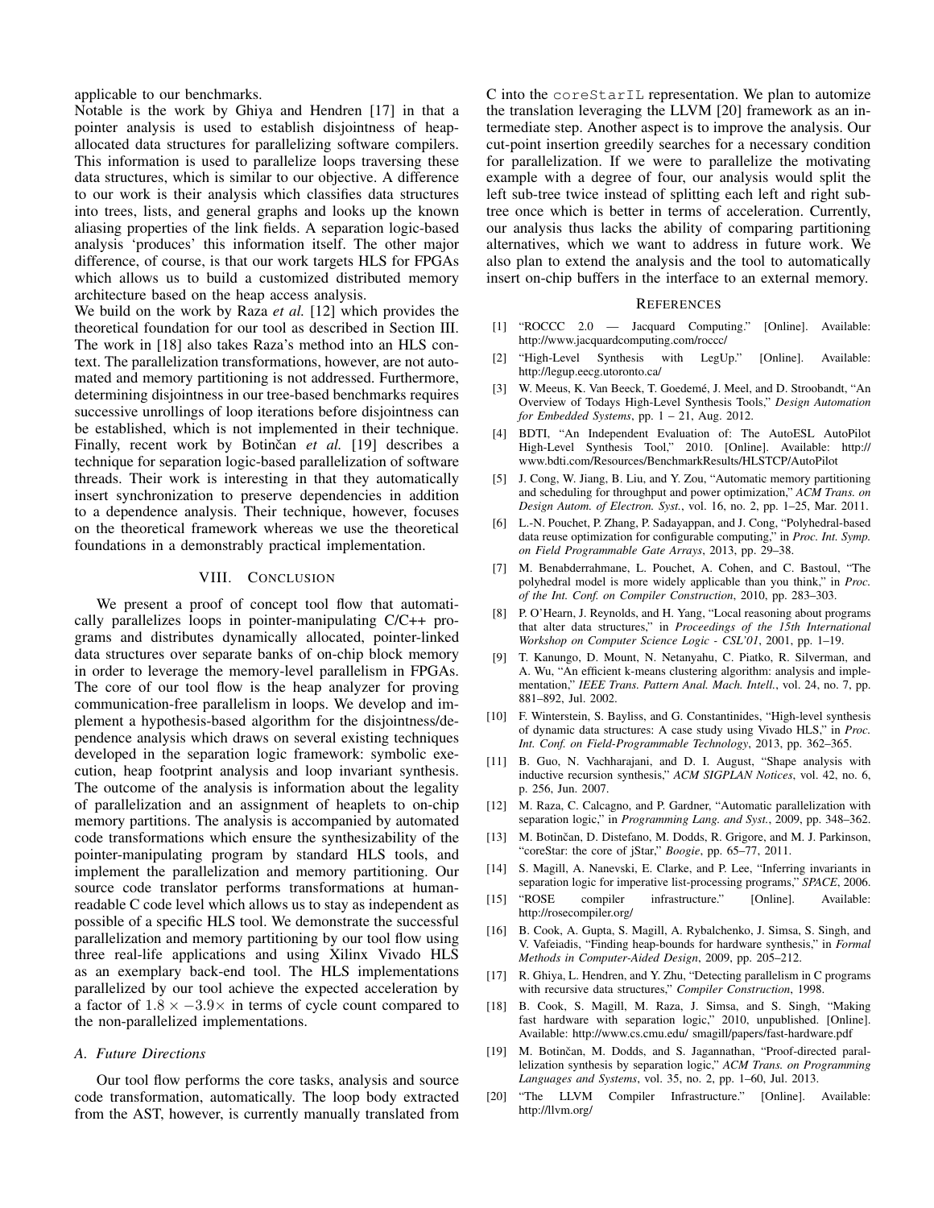applicable to our benchmarks.

Notable is the work by Ghiya and Hendren [17] in that a pointer analysis is used to establish disjointness of heap-allocated data structures for parallelizing software compilers. This information is used to parallelize loops traversing these data structures, which is similar to our objective. A difference to our work is their analysis which classifies data structures into trees, lists, and general graphs and looks up the known aliasing properties of the link fields. A separation logic-based analysis 'produces' this information itself. The other major difference, of course, is that our work targets HLS for FPGAs which allows us to build a customized distributed memory architecture based on the heap access analysis.

We build on the work by Raza *et al.* [12] which provides the theoretical foundation for our tool as described in Section III. The work in [18] also takes Raza's method into an HLS context. The parallelization transformations, however, are not automated and memory partitioning is not addressed. Furthermore, determining disjointness in our tree-based benchmarks requires successive unrollings of loop iterations before disjointness can be established, which is not implemented in their technique. Finally, recent work by Botinčan *et al.* [19] describes a technique for separation logic-based parallelization of software threads. Their work is interesting in that they automatically insert synchronization to preserve dependencies in addition to a dependence analysis. Their technique, however, focuses on the theoretical framework whereas we use the theoretical foundations in a demonstrably practical implementation.

## VIII. Conclusion

We present a proof of concept tool flow that automatically parallelizes loops in pointer-manipulating C/C++ programs and distributes dynamically allocated, pointer-linked data structures over separate banks of on-chip block memory in order to leverage the memory-level parallelism in FPGAs. The core of our tool flow is the heap analyzer for proving communication-free parallelism in loops. We develop and implement a hypothesis-based algorithm for the disjointness/dependence analysis which draws on several existing techniques developed in the separation logic framework: symbolic execution, heap footprint analysis and loop invariant synthesis. The outcome of the analysis is information about the legality of parallelization and an assignment of heaplets to on-chip memory partitions. The analysis is accompanied by automated code transformations which ensure the synthesizability of the pointer-manipulating program by standard HLS tools, and implement the parallelization and memory partitioning. Our source code translator performs transformations at human-readable C code level which allows us to stay as independent as possible of a specific HLS tool. We demonstrate the successful parallelization and memory partitioning by our tool flow using three real-life applications and using Xilinx Vivado HLS as an exemplary back-end tool. The HLS implementations parallelized by our tool achieve the expected acceleration by a factor of $1.8\times - 3.9\times$ in terms of cycle count compared to the non-parallelized implementations.

### A. Future Directions

Our tool flow performs the core tasks, analysis and source code transformation, automatically. The loop body extracted from the AST, however, is currently manually translated from C into the `coreStarIL` representation. We plan to automize the translation leveraging the LLVM [20] framework as an intermediate step. Another aspect is to improve the analysis. Our cut-point insertion greedily searches for a necessary condition for parallelization. If we were to parallelize the motivating example with a degree of four, our analysis would split the left sub-tree twice instead of splitting each left and right subtree once which is better in terms of acceleration. Currently, our analysis thus lacks the ability of comparing partitioning alternatives, which we want to address in future work. We also plan to extend the analysis and the tool to automatically insert on-chip buffers in the interface to an external memory.

## References

[1] "ROCCC 2.0 — Jacquard Computing." [Online]. Available: http://www.jacquardcomputing.com/roccc/

[2] "High-Level Synthesis with LegUp." [Online]. Available: http://legup.eecg.utoronto.ca/

[3] W. Meeus, K. Van Beeck, T. Goedemé, J. Meel, and D. Stroobandt, "An Overview of Todays High-Level Synthesis Tools," *Design Automation for Embedded Systems*, pp. 1 – 21, Aug. 2012.

[4] BDTI, "An Independent Evaluation of: The AutoESL AutoPilot High-Level Synthesis Tool," 2010. [Online]. Available: http://www.bdti.com/Resources/BenchmarkResults/HLSTCP/AutoPilot

[5] J. Cong, W. Jiang, B. Liu, and Y. Zou, "Automatic memory partitioning and scheduling for throughput and power optimization," *ACM Trans. on Design Autom. of Electron. Syst.*, vol. 16, no. 2, pp. 1–25, Mar. 2011.

[6] L.-N. Pouchet, P. Zhang, P. Sadayappan, and J. Cong, "Polyhedral-based data reuse optimization for configurable computing," in *Proc. Int. Symp. on Field Programmable Gate Arrays*, 2013, pp. 29–38.

[7] M. Benabderrahmane, L. Pouchet, A. Cohen, and C. Bastoul, "The polyhedral model is more widely applicable than you think," in *Proc. of the Int. Conf. on Compiler Construction*, 2010, pp. 283–303.

[8] P. O'Hearn, J. Reynolds, and H. Yang, "Local reasoning about programs that alter data structures," in *Proceedings of the 15th International Workshop on Computer Science Logic - CSL'01*, 2001, pp. 1–19.

[9] T. Kanungo, D. Mount, N. Netanyahu, C. Piatko, R. Silverman, and A. Wu, "An efficient k-means clustering algorithm: analysis and implementation," *IEEE Trans. Pattern Anal. Mach. Intell.*, vol. 24, no. 7, pp. 881–892, Jul. 2002.

[10] F. Winterstein, S. Bayliss, and G. Constantinides, "High-level synthesis of dynamic data structures: A case study using Vivado HLS," in *Proc. Int. Conf. on Field-Programmable Technology*, 2013, pp. 362–365.

[11] B. Guo, N. Vachharajani, and D. I. August, "Shape analysis with inductive recursion synthesis," *ACM SIGPLAN Notices*, vol. 42, no. 6, p. 256, Jun. 2007.

[12] M. Raza, C. Calcagno, and P. Gardner, "Automatic parallelization with separation logic," in *Programming Lang. and Syst.*, 2009, pp. 348–362.

[13] M. Botinčan, D. Distefano, M. Dodds, R. Grigore, and M. J. Parkinson, "coreStar: the core of jStar," *Boogie*, pp. 65–77, 2011.

[14] S. Magill, A. Nanevski, E. Clarke, and P. Lee, "Inferring invariants in separation logic for imperative list-processing programs," *SPACE*, 2006.

[15] "ROSE compiler infrastructure." [Online]. Available: http://rosecompiler.org/

[16] B. Cook, A. Gupta, S. Magill, A. Rybalchenko, J. Simsa, S. Singh, and V. Vafeiadis, "Finding heap-bounds for hardware synthesis," in *Formal Methods in Computer-Aided Design*, 2009, pp. 205–212.

[17] R. Ghiya, L. Hendren, and Y. Zhu, "Detecting parallelism in C programs with recursive data structures," *Compiler Construction*, 1998.

[18] B. Cook, S. Magill, M. Raza, J. Simsa, and S. Singh, "Making fast hardware with separation logic," 2010, unpublished. [Online]. Available: http://www.cs.cmu.edu/ smagill/papers/fast-hardware.pdf

[19] M. Botinčan, M. Dodds, and S. Jagannathan, "Proof-directed parallelization synthesis by separation logic," *ACM Trans. on Programming Languages and Systems*, vol. 35, no. 2, pp. 1–60, Jul. 2013.

[20] "The LLVM Compiler Infrastructure." [Online]. Available: http://llvm.org/